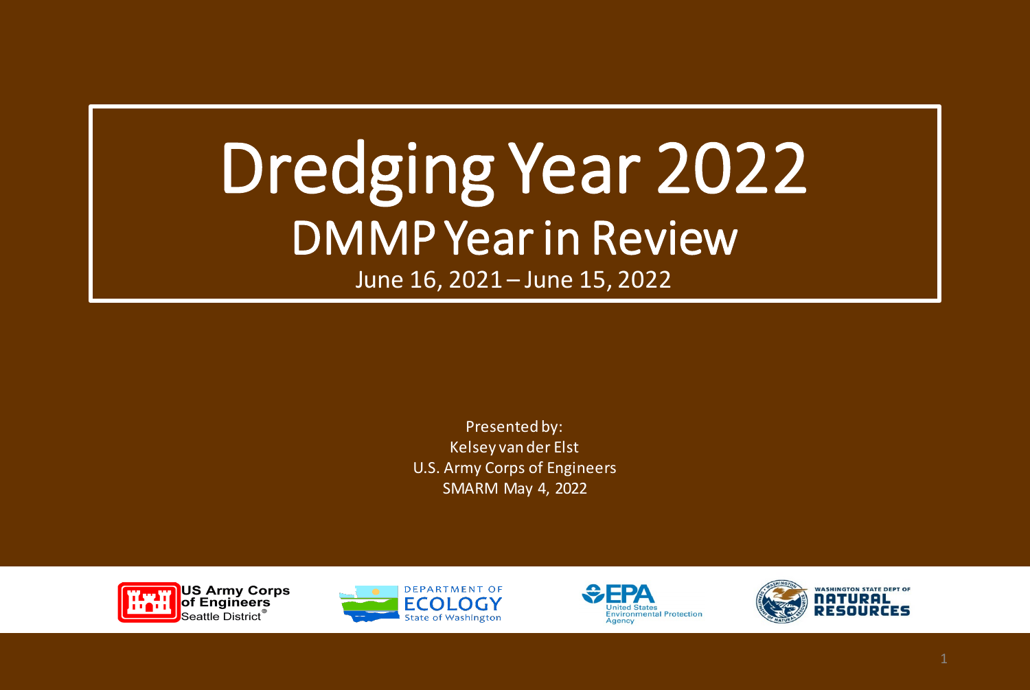# Dredging Year 2022

## DMMP Year in Review

June 16, 2021 – June 15, 2022

Presented by:
Kelsey van der Elst
U.S. Army Corps of Engineers
SMARM May 4, 2022

US Army Corps of Engineers Seattle District

Department of Ecology State of Washington

EPA United States Environmental Protection Agency

Washington State Dept of Natural Resources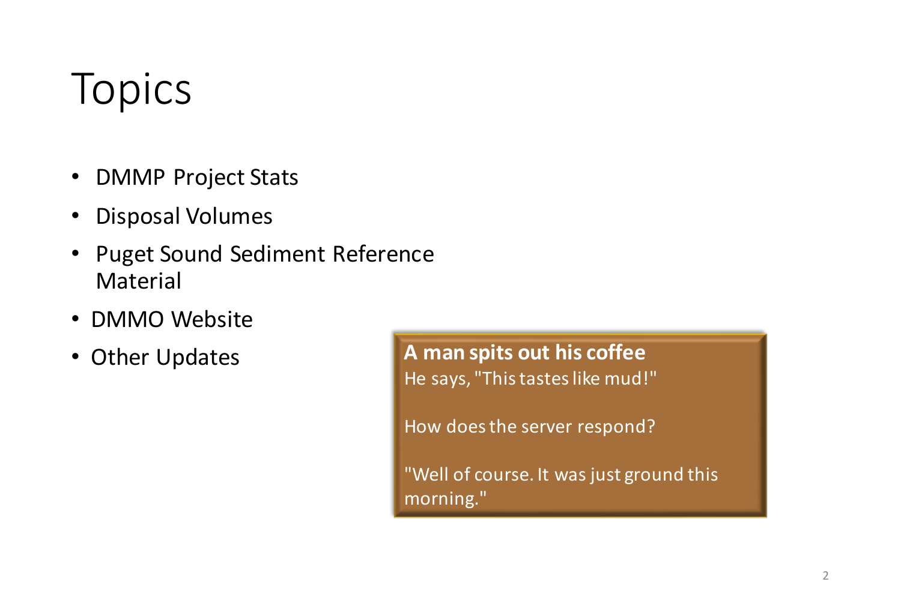# Topics

- DMMP Project Stats
- Disposal Volumes
- Puget Sound Sediment Reference Material
- DMMO Website
- Other Updates

**A man spits out his coffee**
He says, "This tastes like mud!"

How does the server respond?

"Well of course. It was just ground this morning."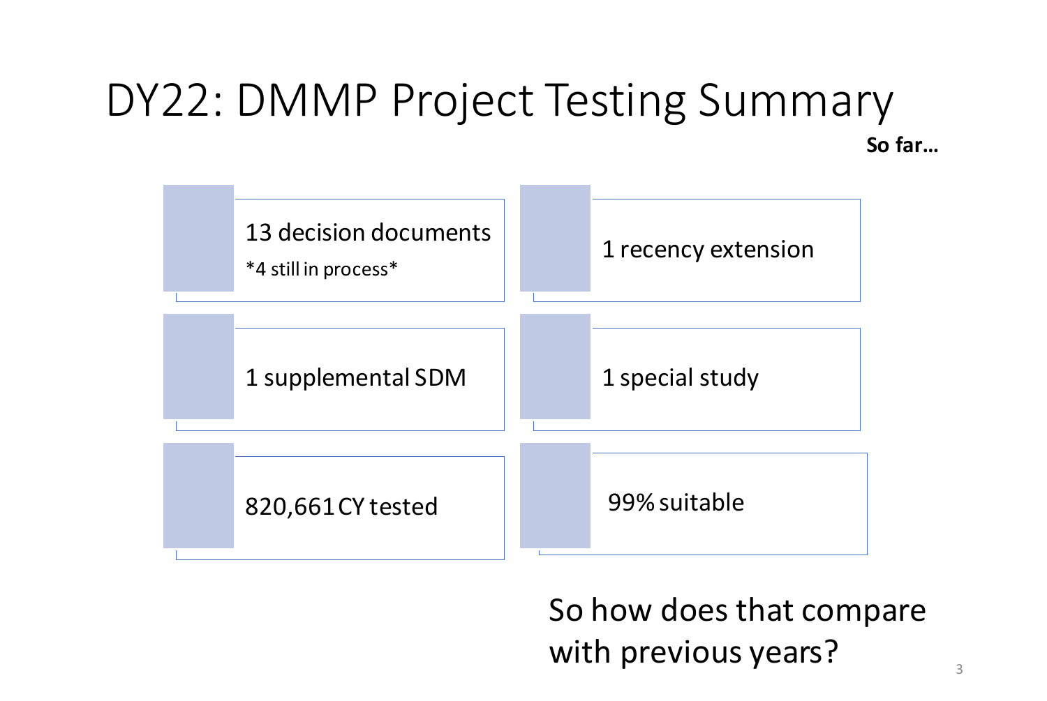# DY22: DMMP Project Testing Summary

**So far…**

- 13 decision documents
  *4 still in process*
- 1 recency extension
- 1 supplemental SDM
- 1 special study
- 820,661 CY tested
- 99% suitable

So how does that compare with previous years?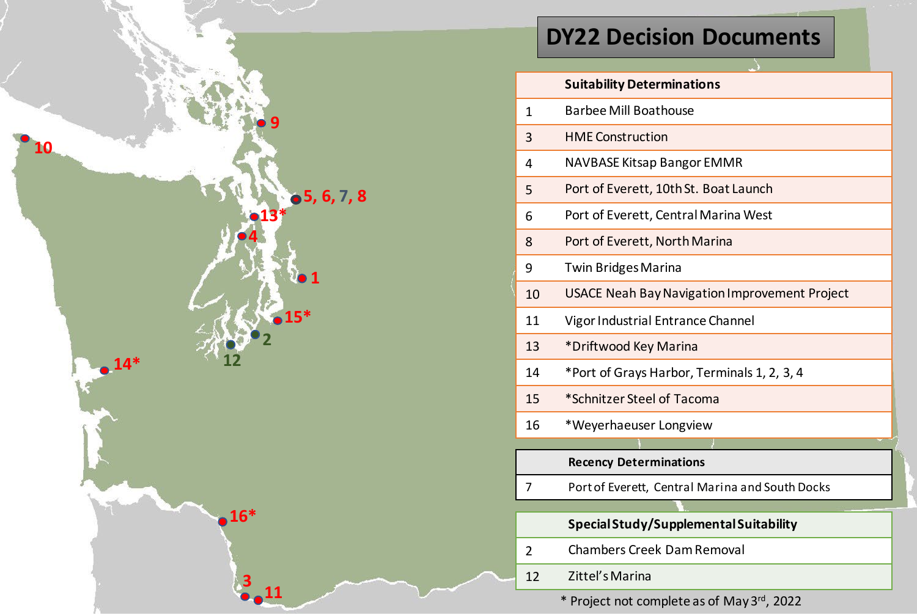# DY22 Decision Documents

| | Suitability Determinations |
|---|---|
| 1 | Barbee Mill Boathouse |
| 3 | HME Construction |
| 4 | NAVBASE Kitsap Bangor EMMR |
| 5 | Port of Everett, 10th St. Boat Launch |
| 6 | Port of Everett, Central Marina West |
| 8 | Port of Everett, North Marina |
| 9 | Twin Bridges Marina |
| 10 | USACE Neah Bay Navigation Improvement Project |
| 11 | Vigor Industrial Entrance Channel |
| 13 | *Driftwood Key Marina |
| 14 | *Port of Grays Harbor, Terminals 1, 2, 3, 4 |
| 15 | *Schnitzer Steel of Tacoma |
| 16 | *Weyerhaeuser Longview |

| | Recency Determinations |
|---|---|
| 7 | Port of Everett, Central Marina and South Docks |

| | Special Study/Supplemental Suitability |
|---|---|
| 2 | Chambers Creek Dam Removal |
| 12 | Zittel's Marina |

* Project not complete as of May 3rd, 2022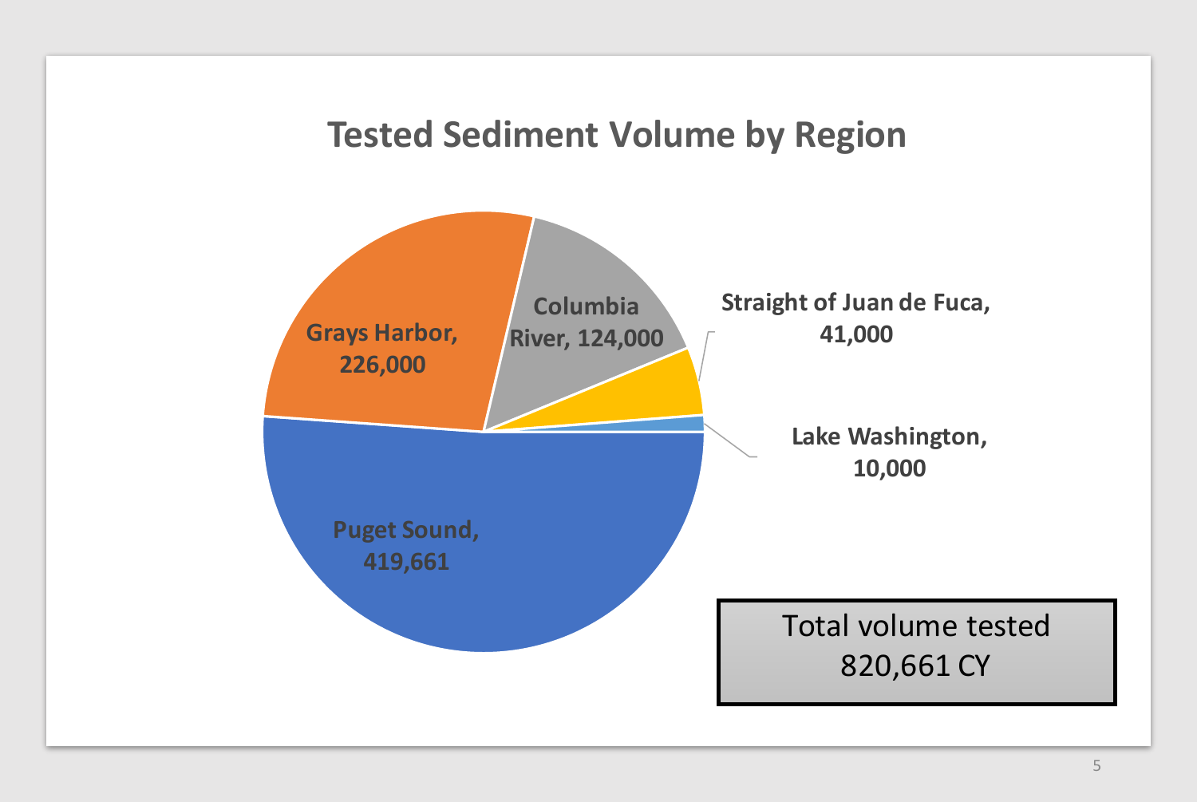# Tested Sediment Volume by Region

| Region | Volume |
|---|---|
| Puget Sound | 419,661 |
| Grays Harbor | 226,000 |
| Columbia River | 124,000 |
| Straight of Juan de Fuca | 41,000 |
| Lake Washington | 10,000 |

Total volume tested 820,661 CY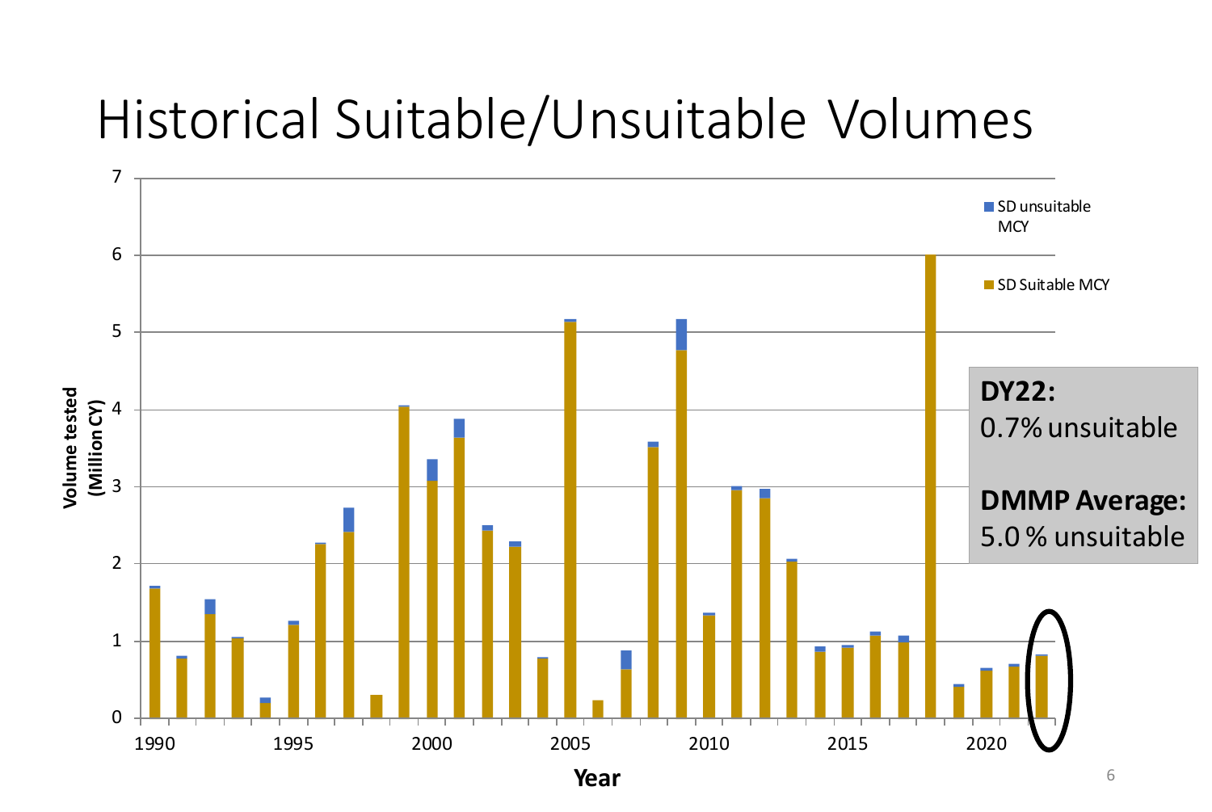# Historical Suitable/Unsuitable Volumes

Volume tested (Million CY)

Year

- SD unsuitable MCY
- SD Suitable MCY

**DY22:**
0.7% unsuitable

**DMMP Average:**
5.0 % unsuitable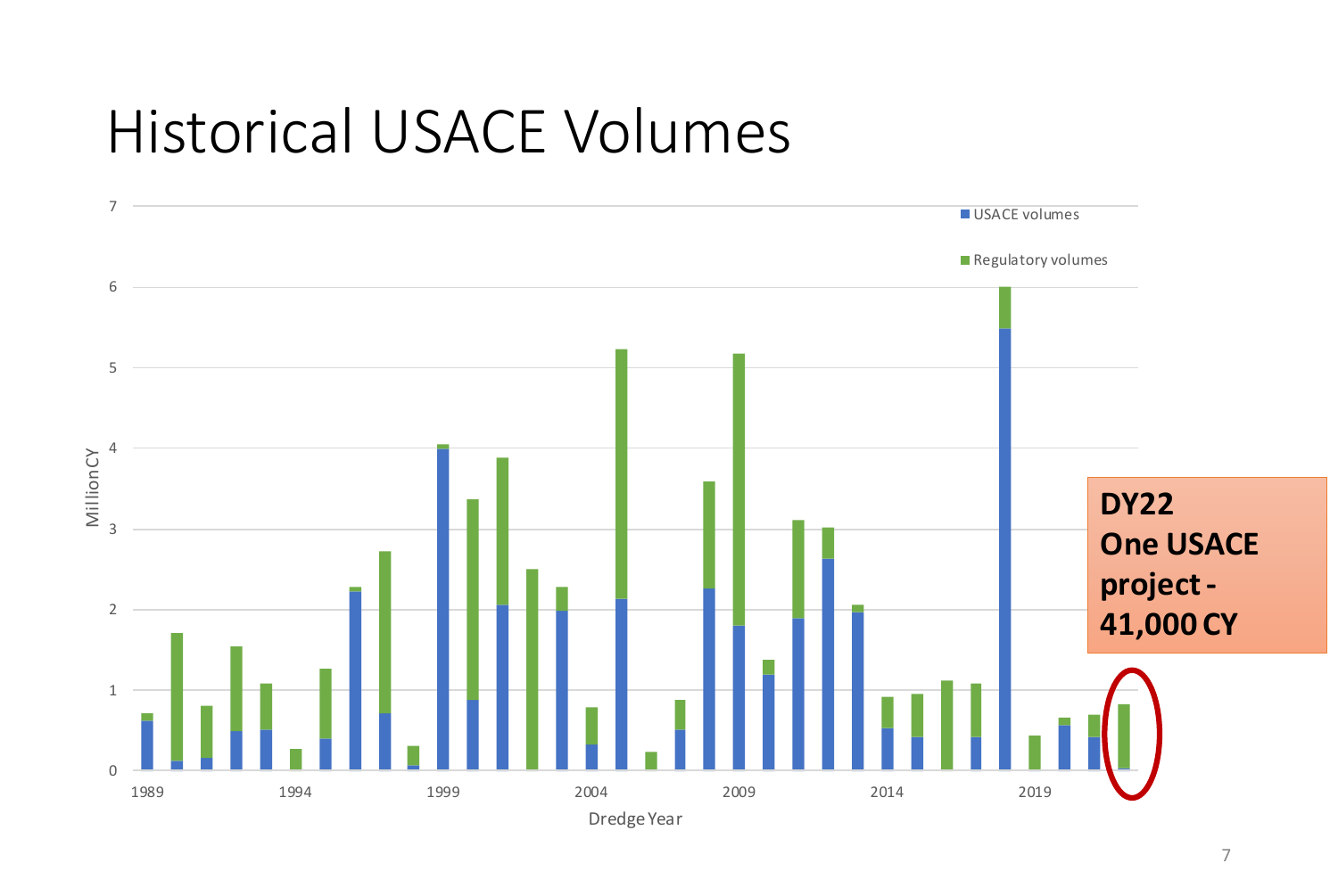# Historical USACE Volumes

Million CY

Dredge Year

- USACE volumes
- Regulatory volumes

**DY22**
**One USACE project - 41,000 CY**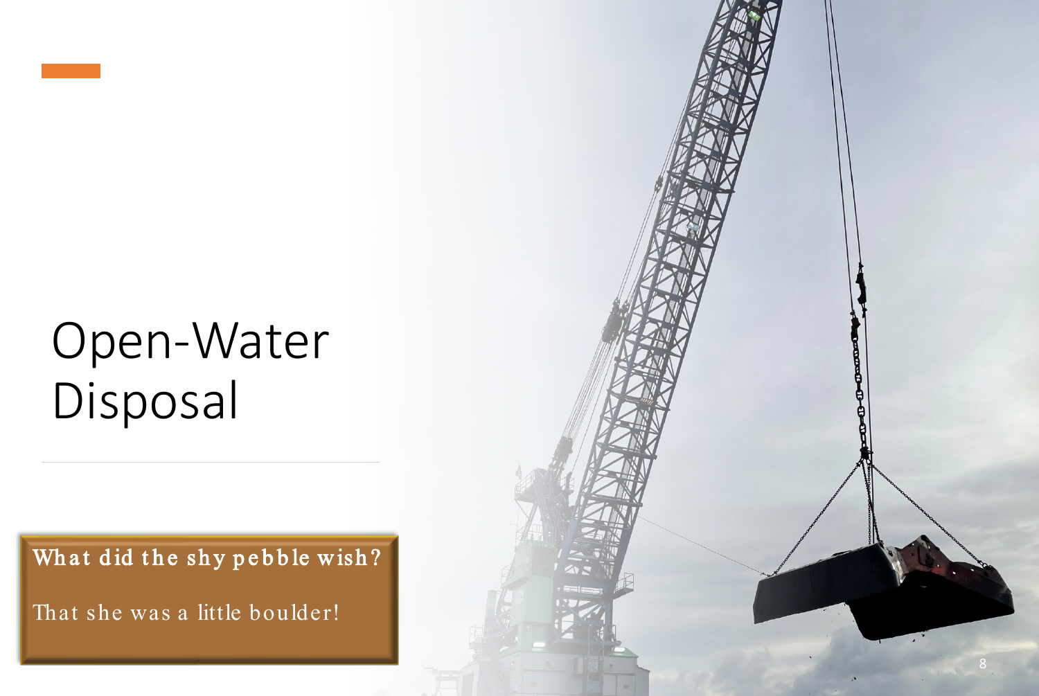# Open-Water Disposal

**What did the shy pebble wish?**

That she was a little boulder!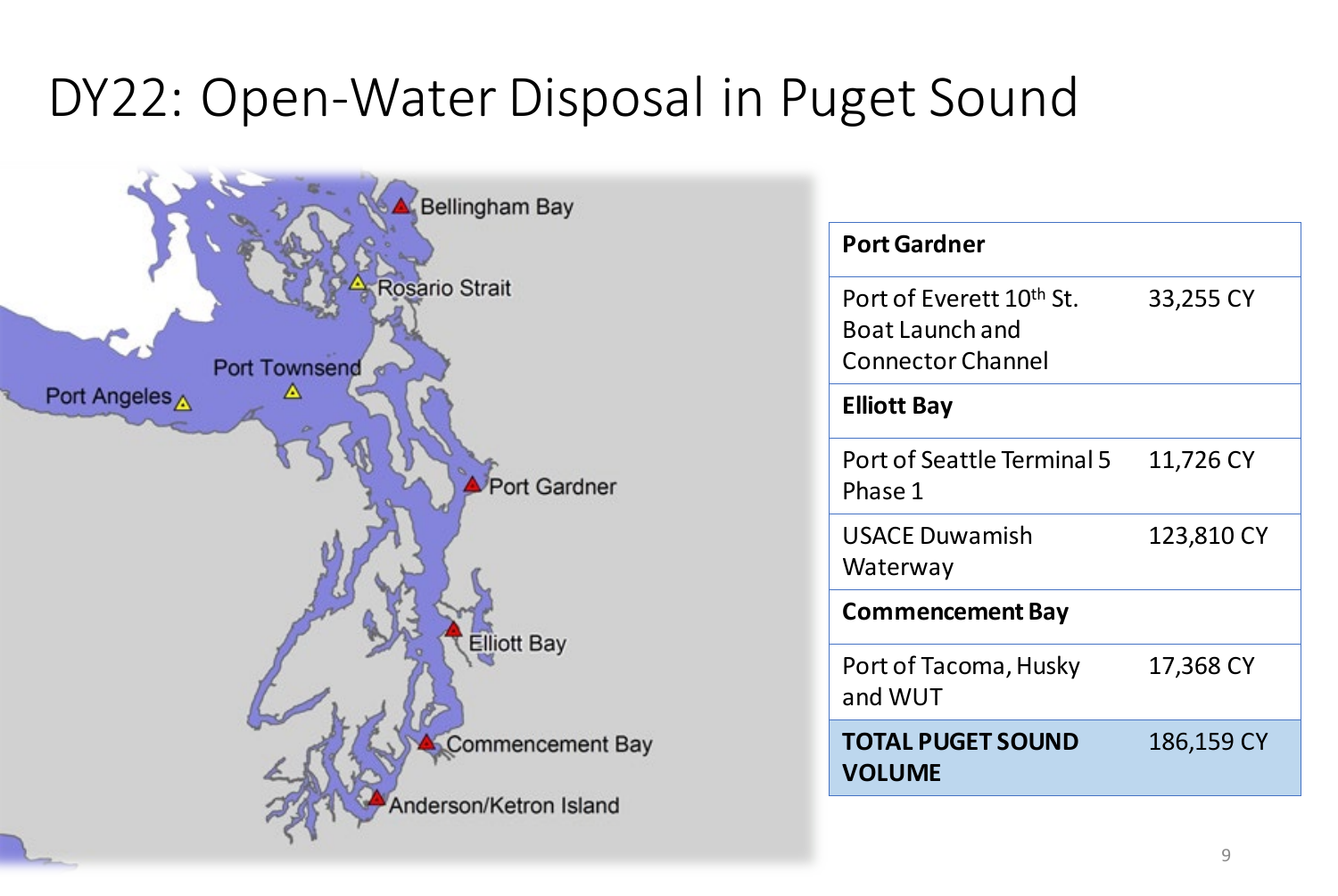# DY22: Open-Water Disposal in Puget Sound

| Port Gardner | |
|---|---|
| Port of Everett 10th St. Boat Launch and Connector Channel | 33,255 CY |
| **Elliott Bay** | |
| Port of Seattle Terminal 5 Phase 1 | 11,726 CY |
| USACE Duwamish Waterway | 123,810 CY |
| **Commencement Bay** | |
| Port of Tacoma, Husky and WUT | 17,368 CY |
| **TOTAL PUGET SOUND VOLUME** | 186,159 CY |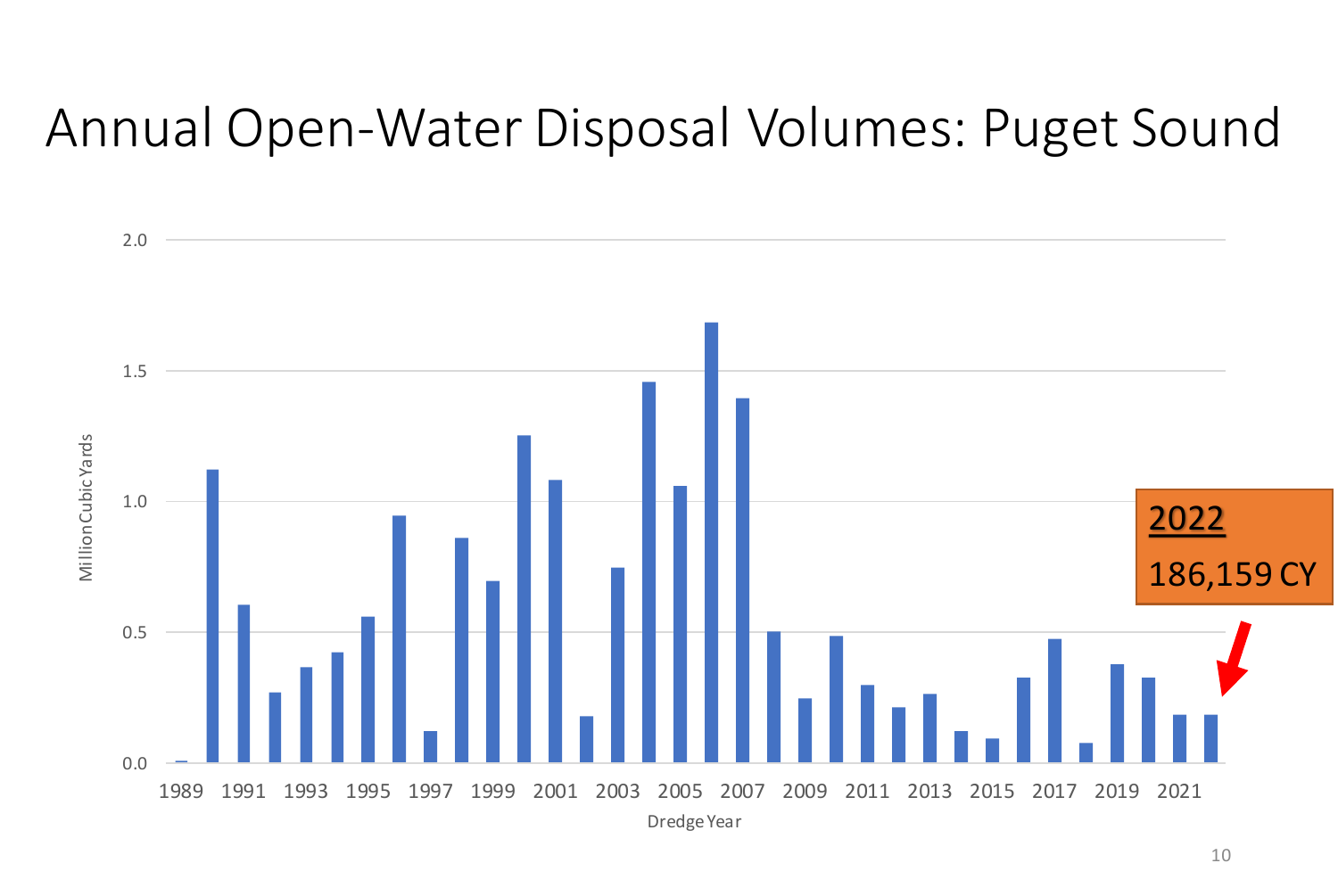# Annual Open-Water Disposal Volumes: Puget Sound

Million Cubic Yards

2.0

1.5

1.0

0.5

0.0

1989 1991 1993 1995 1997 1999 2001 2003 2005 2007 2009 2011 2013 2015 2017 2019 2021

Dredge Year

**2022**

186,159 CY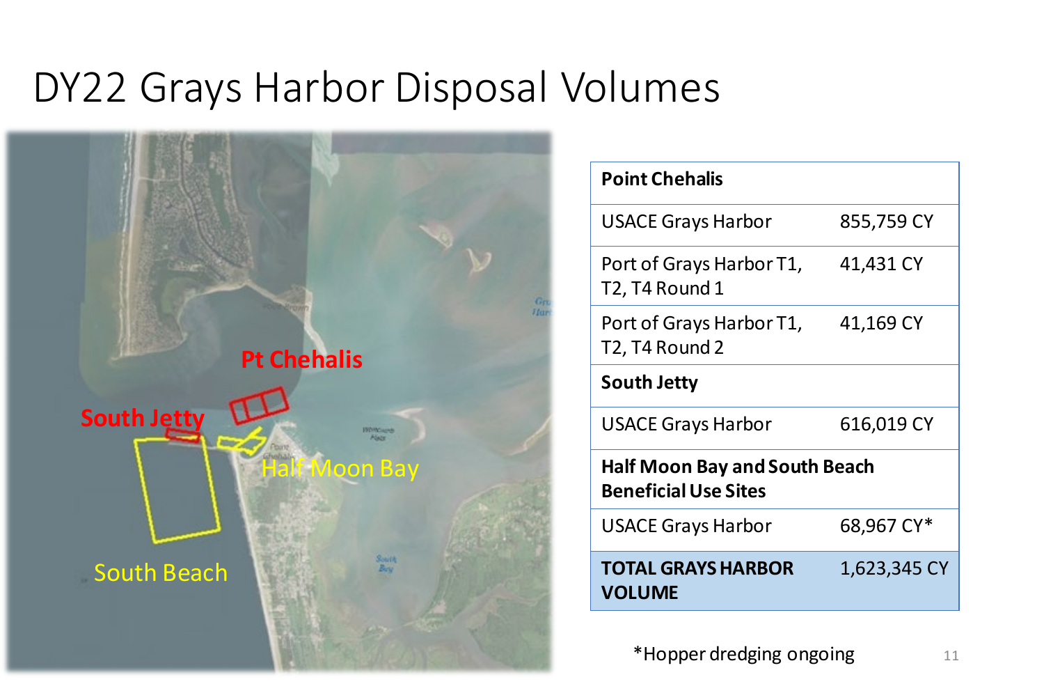# DY22 Grays Harbor Disposal Volumes

| **Point Chehalis** | |
|---|---|
| USACE Grays Harbor | 855,759 CY |
| Port of Grays Harbor T1, T2, T4 Round 1 | 41,431 CY |
| Port of Grays Harbor T1, T2, T4 Round 2 | 41,169 CY |
| **South Jetty** | |
| USACE Grays Harbor | 616,019 CY |
| **Half Moon Bay and South Beach Beneficial Use Sites** | |
| USACE Grays Harbor | 68,967 CY* |
| **TOTAL GRAYS HARBOR VOLUME** | 1,623,345 CY |

*Hopper dredging ongoing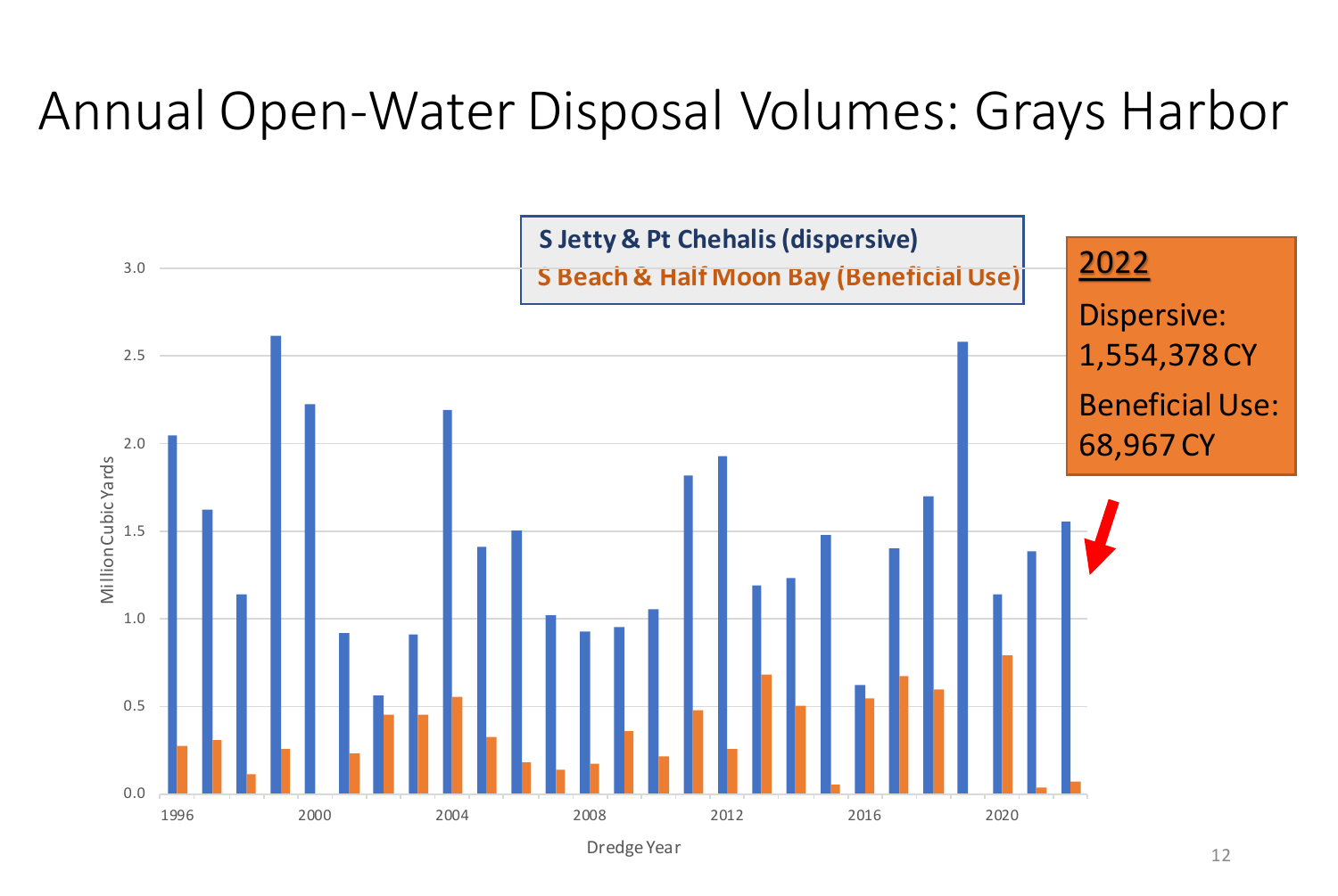# Annual Open-Water Disposal Volumes: Grays Harbor

S Jetty & Pt Chehalis (dispersive)

S Beach & Half Moon Bay (Beneficial Use)

Million Cubic Yards

Dredge Year

**2022**

Dispersive: 1,554,378 CY

Beneficial Use: 68,967 CY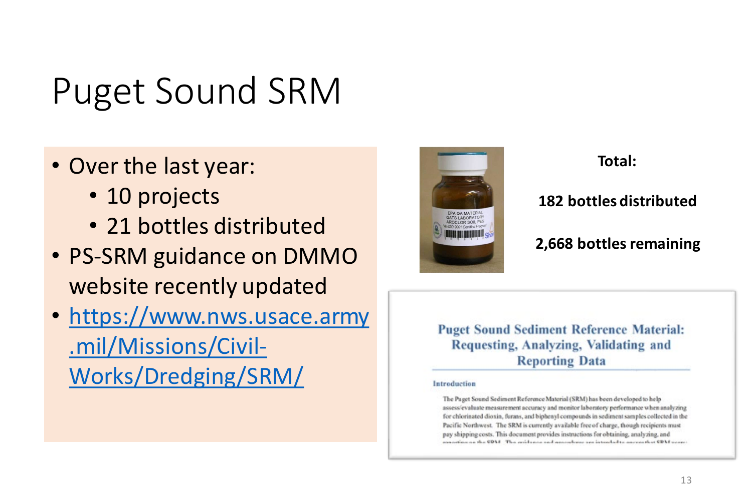# Puget Sound SRM

- Over the last year:
  - 10 projects
  - 21 bottles distributed
- PS-SRM guidance on DMMO website recently updated
- [https://www.nws.usace.army.mil/Missions/Civil-Works/Dredging/SRM/](https://www.nws.usace.army.mil/Missions/Civil-Works/Dredging/SRM/)

**Total:**

**182 bottles distributed**

**2,668 bottles remaining**

## Puget Sound Sediment Reference Material: Requesting, Analyzing, Validating and Reporting Data

### Introduction

The Puget Sound Sediment Reference Material (SRM) has been developed to help assess/evaluate measurement accuracy and monitor laboratory performance when analyzing for chlorinated dioxin, furans, and biphenyl compounds in sediment samples collected in the Pacific Northwest. The SRM is currently available free of charge, though recipients must pay shipping costs. This document provides instructions for obtaining, analyzing, and reporting on the SRM.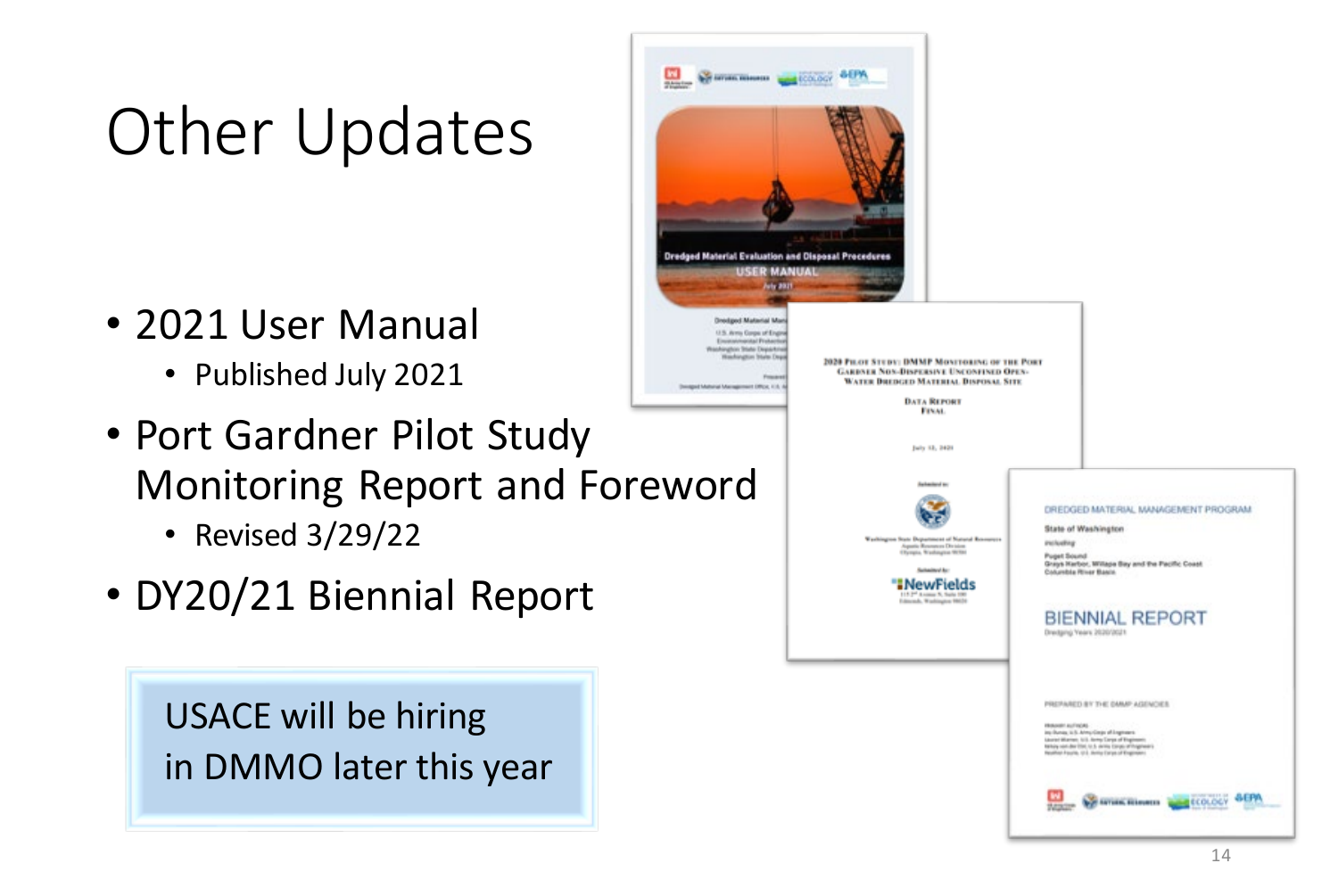# Other Updates

- 2021 User Manual
  - Published July 2021
- Port Gardner Pilot Study Monitoring Report and Foreword
  - Revised 3/29/22
- DY20/21 Biennial Report

USACE will be hiring in DMMO later this year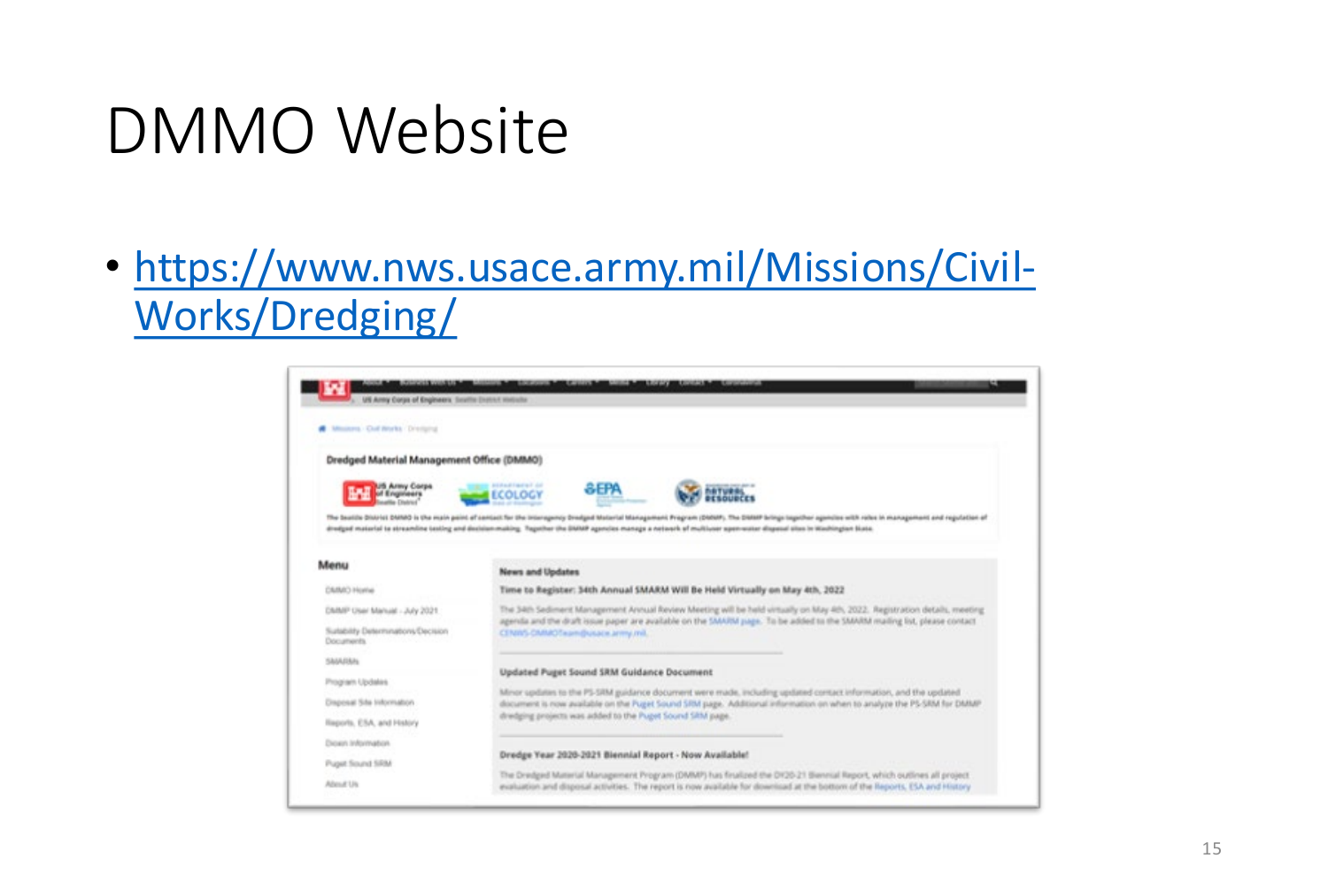# DMMO Website

- https://www.nws.usace.army.mil/Missions/Civil-Works/Dredging/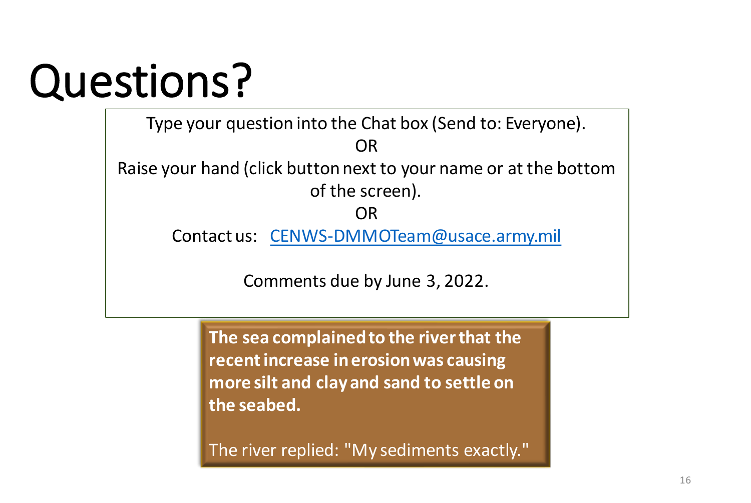# Questions?

Type your question into the Chat box (Send to: Everyone).

OR

Raise your hand (click button next to your name or at the bottom of the screen).

OR

Contact us: CENWS-DMMOTeam@usace.army.mil

Comments due by June 3, 2022.

**The sea complained to the river that the recent increase in erosion was causing more silt and clay and sand to settle on the seabed.**

The river replied: "My sediments exactly."